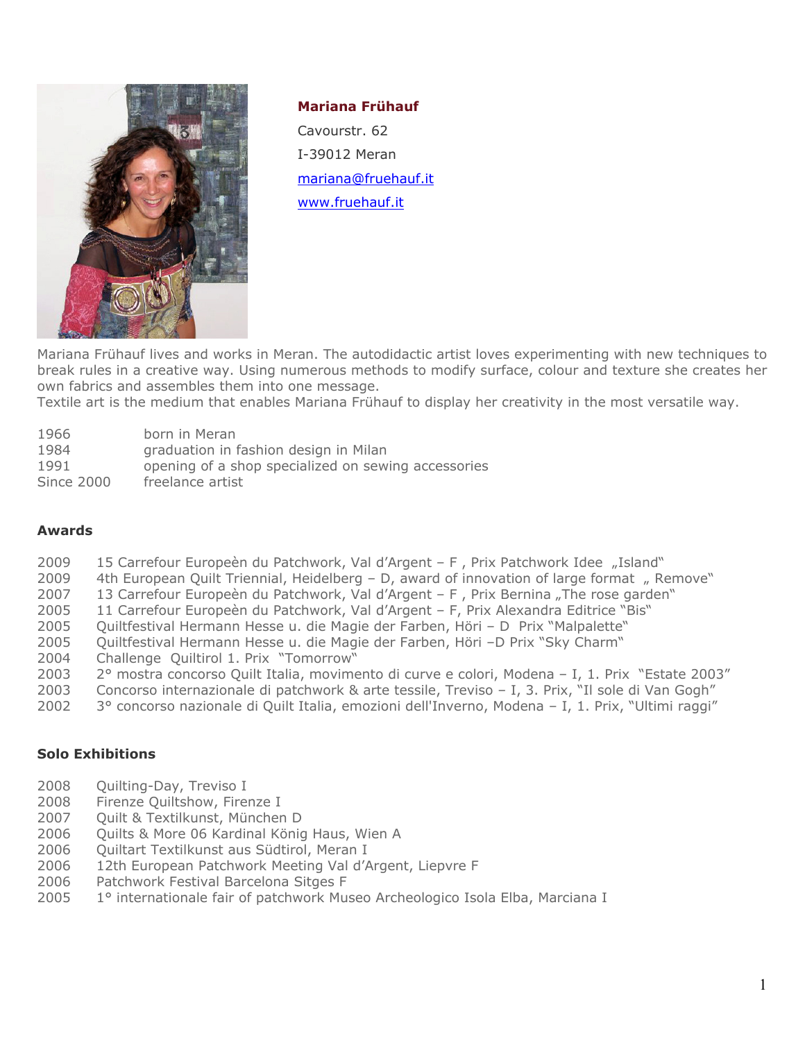**Mariana Frühauf**

Cavourstr. 62

I-39012 Meran

mariana@fruehauf.it

www.fruehauf.it

Mariana Frühauf lives and works in Meran. The autodidactic artist loves experimenting with new techniques to break rules in a creative way. Using numerous methods to modify surface, colour and texture she creates her own fabrics and assembles them into one message.
Textile art is the medium that enables Mariana Frühauf to display her creativity in the most versatile way.

| | |
|---|---|
| 1966 | born in Meran |
| 1984 | graduation in fashion design in Milan |
| 1991 | opening of a shop specialized on sewing accessories |
| Since 2000 | freelance artist |

## Awards

| | |
|---|---|
| 2009 | 15 Carrefour Europeèn du Patchwork, Val d'Argent – F , Prix Patchwork Idee „Island" |
| 2009 | 4th European Quilt Triennial, Heidelberg – D, award of innovation of large format „ Remove" |
| 2007 | 13 Carrefour Europeèn du Patchwork, Val d'Argent – F , Prix Bernina „The rose garden" |
| 2005 | 11 Carrefour Europeèn du Patchwork, Val d'Argent – F, Prix Alexandra Editrice "Bis" |
| 2005 | Quiltfestival Hermann Hesse u. die Magie der Farben, Höri – D Prix "Malpalette" |
| 2005 | Quiltfestival Hermann Hesse u. die Magie der Farben, Höri –D Prix "Sky Charm" |
| 2004 | Challenge Quiltirol 1. Prix "Tomorrow" |
| 2003 | 2° mostra concorso Quilt Italia, movimento di curve e colori, Modena – I, 1. Prix "Estate 2003" |
| 2003 | Concorso internazionale di patchwork & arte tessile, Treviso – I, 3. Prix, "Il sole di Van Gogh" |
| 2002 | 3° concorso nazionale di Quilt Italia, emozioni dell'Inverno, Modena – I, 1. Prix, "Ultimi raggi" |

## Solo Exhibitions

| | |
|---|---|
| 2008 | Quilting-Day, Treviso I |
| 2008 | Firenze Quiltshow, Firenze I |
| 2007 | Quilt & Textilkunst, München D |
| 2006 | Quilts & More 06 Kardinal König Haus, Wien A |
| 2006 | Quiltart Textilkunst aus Südtirol, Meran I |
| 2006 | 12th European Patchwork Meeting Val d'Argent, Liepvre F |
| 2006 | Patchwork Festival Barcelona Sitges F |
| 2005 | 1° internationale fair of patchwork Museo Archeologico Isola Elba, Marciana I |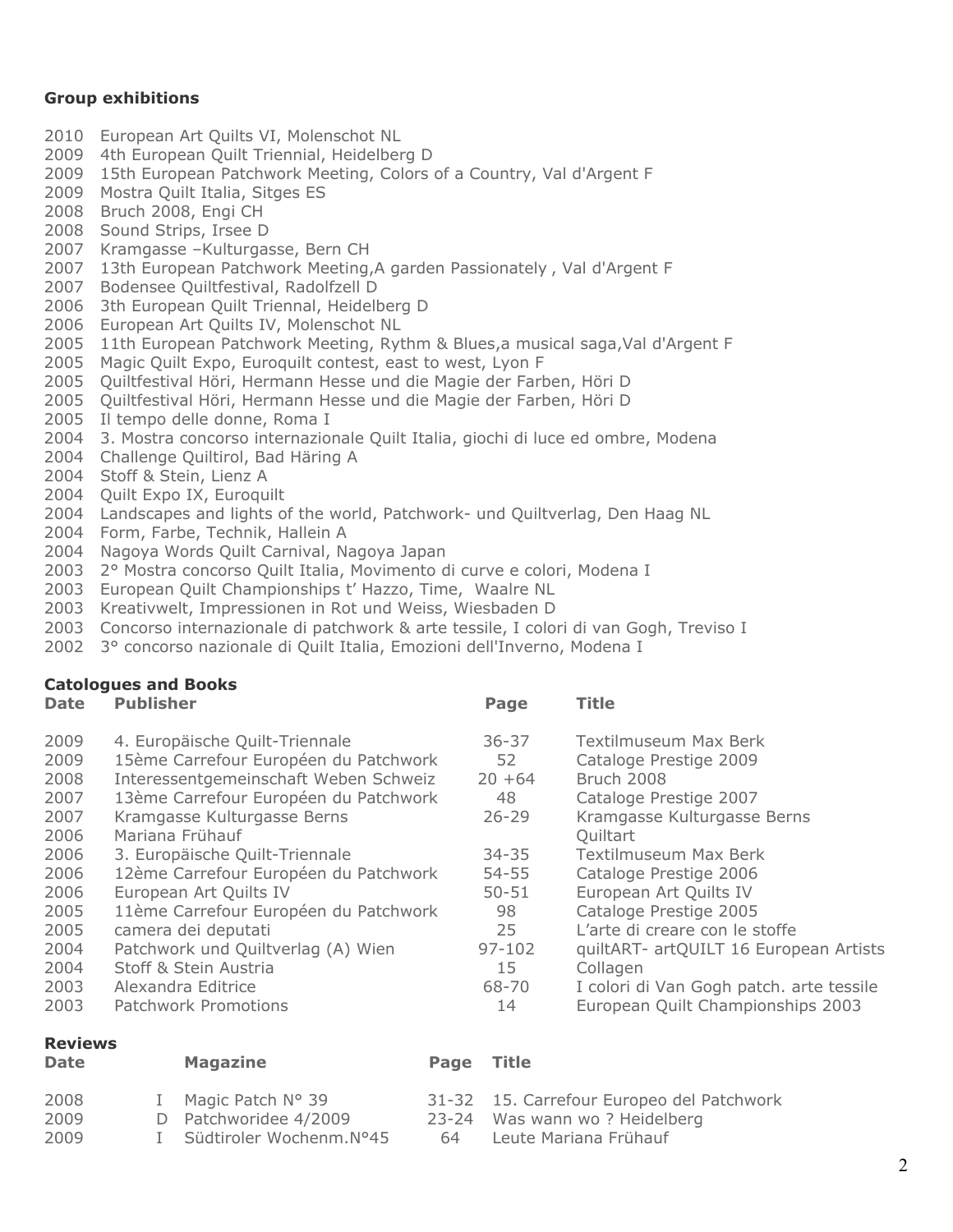### Group exhibitions

2010 European Art Quilts VI, Molenschot NL
2009 4th European Quilt Triennial, Heidelberg D
2009 15th European Patchwork Meeting, Colors of a Country, Val d'Argent F
2009 Mostra Quilt Italia, Sitges ES
2008 Bruch 2008, Engi CH
2008 Sound Strips, Irsee D
2007 Kramgasse –Kulturgasse, Bern CH
2007 13th European Patchwork Meeting,A garden Passionately , Val d'Argent F
2007 Bodensee Quiltfestival, Radolfzell D
2006 3th European Quilt Triennal, Heidelberg D
2006 European Art Quilts IV, Molenschot NL
2005 11th European Patchwork Meeting, Rythm & Blues,a musical saga,Val d'Argent F
2005 Magic Quilt Expo, Euroquilt contest, east to west, Lyon F
2005 Quiltfestival Höri, Hermann Hesse und die Magie der Farben, Höri D
2005 Quiltfestival Höri, Hermann Hesse und die Magie der Farben, Höri D
2005 Il tempo delle donne, Roma I
2004 3. Mostra concorso internazionale Quilt Italia, giochi di luce ed ombre, Modena
2004 Challenge Quiltirol, Bad Häring A
2004 Stoff & Stein, Lienz A
2004 Quilt Expo IX, Euroquilt
2004 Landscapes and lights of the world, Patchwork- und Quiltverlag, Den Haag NL
2004 Form, Farbe, Technik, Hallein A
2004 Nagoya Words Quilt Carnival, Nagoya Japan
2003 2° Mostra concorso Quilt Italia, Movimento di curve e colori, Modena I
2003 European Quilt Championships t' Hazzo, Time, Waalre NL
2003 Kreativwelt, Impressionen in Rot und Weiss, Wiesbaden D
2003 Concorso internazionale di patchwork & arte tessile, I colori di van Gogh, Treviso I
2002 3° concorso nazionale di Quilt Italia, Emozioni dell'Inverno, Modena I

### Catologues and Books

| Date | Publisher | Page | Title |
|---|---|---|---|
| 2009 | 4. Europäische Quilt-Triennale | 36-37 | Textilmuseum Max Berk |
| 2009 | 15ème Carrefour Européen du Patchwork | 52 | Cataloge Prestige 2009 |
| 2008 | Interessentgemeinschaft Weben Schweiz | 20 +64 | Bruch 2008 |
| 2007 | 13ème Carrefour Européen du Patchwork | 48 | Cataloge Prestige 2007 |
| 2007 | Kramgasse Kulturgasse Berns | 26-29 | Kramgasse Kulturgasse Berns |
| 2006 | Mariana Frühauf | | Quiltart |
| 2006 | 3. Europäische Quilt-Triennale | 34-35 | Textilmuseum Max Berk |
| 2006 | 12ème Carrefour Européen du Patchwork | 54-55 | Cataloge Prestige 2006 |
| 2006 | European Art Quilts IV | 50-51 | European Art Quilts IV |
| 2005 | 11ème Carrefour Européen du Patchwork | 98 | Cataloge Prestige 2005 |
| 2005 | camera dei deputati | 25 | L'arte di creare con le stoffe |
| 2004 | Patchwork und Quiltverlag (A) Wien | 97-102 | quiltART- artQUILT 16 European Artists |
| 2004 | Stoff & Stein Austria | 15 | Collagen |
| 2003 | Alexandra Editrice | 68-70 | I colori di Van Gogh patch. arte tessile |
| 2003 | Patchwork Promotions | 14 | European Quilt Championships 2003 |

### Reviews

| Date | | Magazine | Page | Title |
|---|---|---|---|---|
| 2008 | I | Magic Patch N° 39 | 31-32 | 15. Carrefour Europeo del Patchwork |
| 2009 | D | Patchworidee 4/2009 | 23-24 | Was wann wo ? Heidelberg |
| 2009 | I | Südtiroler Wochenm.N°45 | 64 | Leute Mariana Frühauf |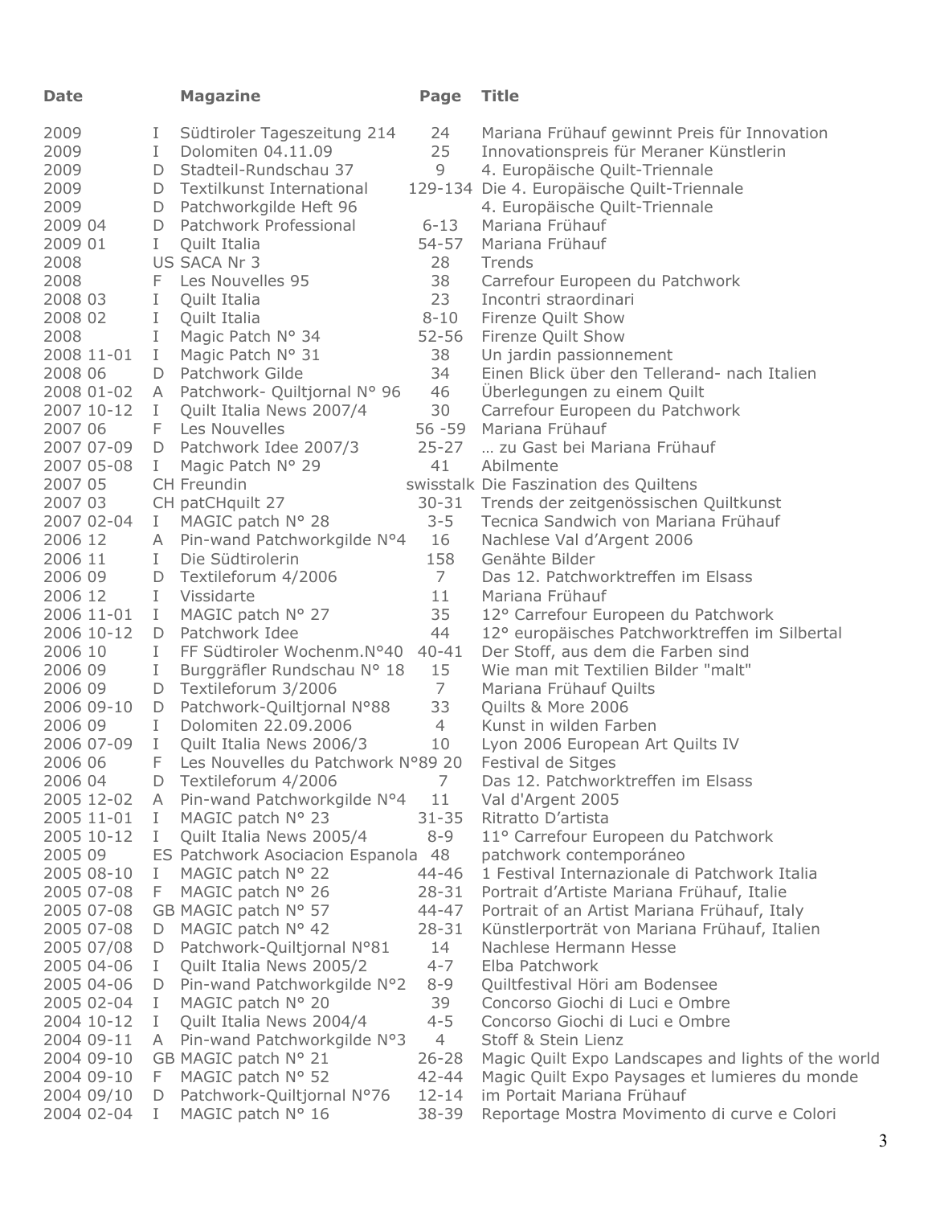| Date | | Magazine | Page | Title |
|---|---|---|---|---|
| 2009 | I | Südtiroler Tageszeitung 214 | 24 | Mariana Frühauf gewinnt Preis für Innovation |
| 2009 | I | Dolomiten 04.11.09 | 25 | Innovationspreis für Meraner Künstlerin |
| 2009 | D | Stadteil-Rundschau 37 | 9 | 4. Europäische Quilt-Triennale |
| 2009 | D | Textilkunst International | 129-134 | Die 4. Europäische Quilt-Triennale |
| 2009 | D | Patchworkgilde Heft 96 | | 4. Europäische Quilt-Triennale |
| 2009 04 | D | Patchwork Professional | 6-13 | Mariana Frühauf |
| 2009 01 | I | Quilt Italia | 54-57 | Mariana Frühauf |
| 2008 | US | SACA Nr 3 | 28 | Trends |
| 2008 | F | Les Nouvelles 95 | 38 | Carrefour Europeen du Patchwork |
| 2008 03 | I | Quilt Italia | 23 | Incontri straordinari |
| 2008 02 | I | Quilt Italia | 8-10 | Firenze Quilt Show |
| 2008 | I | Magic Patch N° 34 | 52-56 | Firenze Quilt Show |
| 2008 11-01 | I | Magic Patch N° 31 | 38 | Un jardin passionnement |
| 2008 06 | D | Patchwork Gilde | 34 | Einen Blick über den Tellerand- nach Italien |
| 2008 01-02 | A | Patchwork- Quiltjornal N° 96 | 46 | Überlegungen zu einem Quilt |
| 2007 10-12 | I | Quilt Italia News 2007/4 | 30 | Carrefour Europeen du Patchwork |
| 2007 06 | F | Les Nouvelles | 56 -59 | Mariana Frühauf |
| 2007 07-09 | D | Patchwork Idee 2007/3 | 25-27 | … zu Gast bei Mariana Frühauf |
| 2007 05-08 | I | Magic Patch N° 29 | 41 | Abilmente |
| 2007 05 | CH | Freundin | swisstalk | Die Faszination des Quiltens |
| 2007 03 | CH | patCHquilt 27 | 30-31 | Trends der zeitgenössischen Quiltkunst |
| 2007 02-04 | I | MAGIC patch N° 28 | 3-5 | Tecnica Sandwich von Mariana Frühauf |
| 2006 12 | A | Pin-wand Patchworkgilde N°4 | 16 | Nachlese Val d'Argent 2006 |
| 2006 11 | I | Die Südtirolerin | 158 | Genähte Bilder |
| 2006 09 | D | Textileforum 4/2006 | 7 | Das 12. Patchworktreffen im Elsass |
| 2006 12 | I | Vissidarte | 11 | Mariana Frühauf |
| 2006 11-01 | I | MAGIC patch N° 27 | 35 | 12° Carrefour Europeen du Patchwork |
| 2006 10-12 | D | Patchwork Idee | 44 | 12° europäisches Patchworktreffen im Silbertal |
| 2006 10 | I | FF Südtiroler Wochenm.N°40 | 40-41 | Der Stoff, aus dem die Farben sind |
| 2006 09 | I | Burggräfler Rundschau N° 18 | 15 | Wie man mit Textilien Bilder "malt" |
| 2006 09 | D | Textileforum 3/2006 | 7 | Mariana Frühauf Quilts |
| 2006 09-10 | D | Patchwork-Quiltjornal N°88 | 33 | Quilts & More 2006 |
| 2006 09 | I | Dolomiten 22.09.2006 | 4 | Kunst in wilden Farben |
| 2006 07-09 | I | Quilt Italia News 2006/3 | 10 | Lyon 2006 European Art Quilts IV |
| 2006 06 | F | Les Nouvelles du Patchwork N°89 | 20 | Festival de Sitges |
| 2006 04 | D | Textileforum 4/2006 | 7 | Das 12. Patchworktreffen im Elsass |
| 2005 12-02 | A | Pin-wand Patchworkgilde N°4 | 11 | Val d'Argent 2005 |
| 2005 11-01 | I | MAGIC patch N° 23 | 31-35 | Ritratto D'artista |
| 2005 10-12 | I | Quilt Italia News 2005/4 | 8-9 | 11° Carrefour Europeen du Patchwork |
| 2005 09 | ES | Patchwork Asociacion Espanola | 48 | patchwork contemporáneo |
| 2005 08-10 | I | MAGIC patch N° 22 | 44-46 | 1 Festival Internazionale di Patchwork Italia |
| 2005 07-08 | F | MAGIC patch N° 26 | 28-31 | Portrait d'Artiste Mariana Frühauf, Italie |
| 2005 07-08 | GB | MAGIC patch N° 57 | 44-47 | Portrait of an Artist Mariana Frühauf, Italy |
| 2005 07-08 | D | MAGIC patch N° 42 | 28-31 | Künstlerporträt von Mariana Frühauf, Italien |
| 2005 07/08 | D | Patchwork-Quiltjornal N°81 | 14 | Nachlese Hermann Hesse |
| 2005 04-06 | I | Quilt Italia News 2005/2 | 4-7 | Elba Patchwork |
| 2005 04-06 | D | Pin-wand Patchworkgilde N°2 | 8-9 | Quiltfestival Höri am Bodensee |
| 2005 02-04 | I | MAGIC patch N° 20 | 39 | Concorso Giochi di Luci e Ombre |
| 2004 10-12 | I | Quilt Italia News 2004/4 | 4-5 | Concorso Giochi di Luci e Ombre |
| 2004 09-11 | A | Pin-wand Patchworkgilde N°3 | 4 | Stoff & Stein Lienz |
| 2004 09-10 | GB | MAGIC patch N° 21 | 26-28 | Magic Quilt Expo Landscapes and lights of the world |
| 2004 09-10 | F | MAGIC patch N° 52 | 42-44 | Magic Quilt Expo Paysages et lumieres du monde |
| 2004 09/10 | D | Patchwork-Quiltjornal N°76 | 12-14 | im Portait Mariana Frühauf |
| 2004 02-04 | I | MAGIC patch N° 16 | 38-39 | Reportage Mostra Movimento di curve e Colori |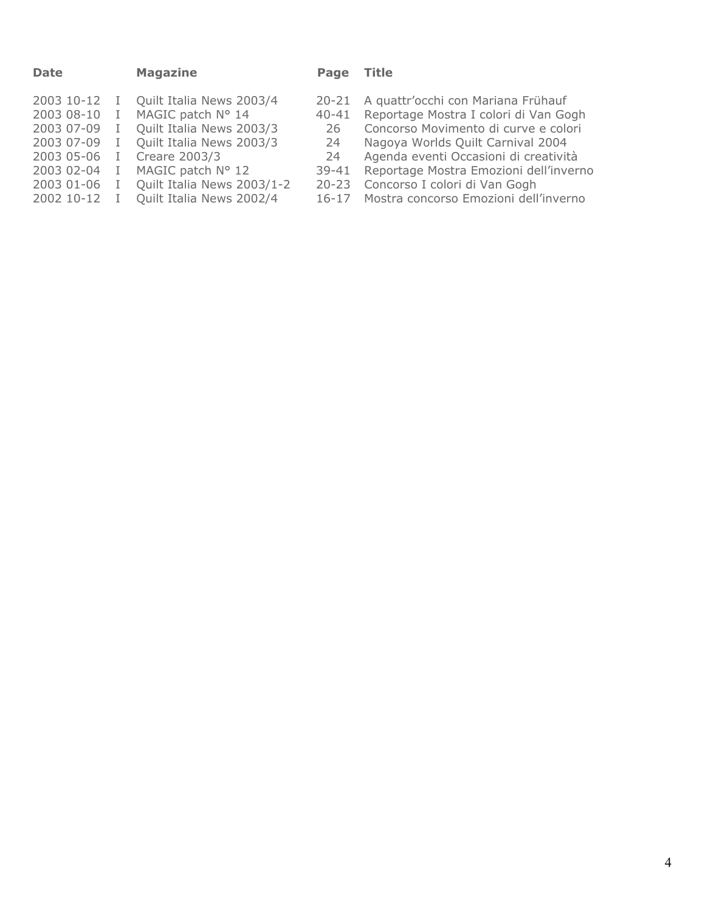| Date | | Magazine | Page | Title |
|---|---|---|---|---|
| 2003 10-12 | I | Quilt Italia News 2003/4 | 20-21 | A quattr’occhi con Mariana Frühauf |
| 2003 08-10 | I | MAGIC patch N° 14 | 40-41 | Reportage Mostra I colori di Van Gogh |
| 2003 07-09 | I | Quilt Italia News 2003/3 | 26 | Concorso Movimento di curve e colori |
| 2003 07-09 | I | Quilt Italia News 2003/3 | 24 | Nagoya Worlds Quilt Carnival 2004 |
| 2003 05-06 | I | Creare 2003/3 | 24 | Agenda eventi Occasioni di creatività |
| 2003 02-04 | I | MAGIC patch N° 12 | 39-41 | Reportage Mostra Emozioni dell’inverno |
| 2003 01-06 | I | Quilt Italia News 2003/1-2 | 20-23 | Concorso I colori di Van Gogh |
| 2002 10-12 | I | Quilt Italia News 2002/4 | 16-17 | Mostra concorso Emozioni dell’inverno |